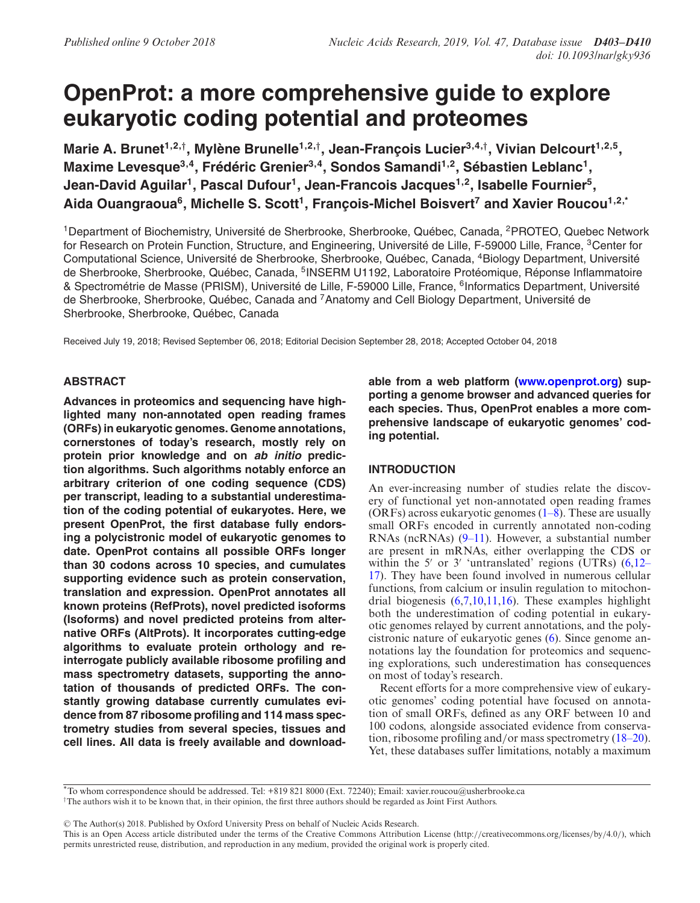# OpenProt: a more comprehensive guide to explore eukaryotic coding potential and proteomes

**Marie A. Brunet[1,2,†], Mylène Brunelle[1,2,†], Jean-François Lucier[3,4,†], Vivian Delcourt[1,2,5], Maxime Levesque[3,4], Frédéric Grenier[3,4], Sondos Samandi[1,2], Sébastien Leblanc[1], Jean-David Aguilar[1], Pascal Dufour[1], Jean-Francois Jacques[1,2], Isabelle Fournier[5], Aida Ouangraoua[6], Michelle S. Scott[1], François-Michel Boisvert[7] and Xavier Roucou[1,2,*]**

[1]Department of Biochemistry, Université de Sherbrooke, Sherbrooke, Québec, Canada, [2]PROTEO, Quebec Network for Research on Protein Function, Structure, and Engineering, Université de Lille, F-59000 Lille, France, [3]Center for Computational Science, Université de Sherbrooke, Sherbrooke, Québec, Canada, [4]Biology Department, Université de Sherbrooke, Sherbrooke, Québec, Canada, [5]INSERM U1192, Laboratoire Protéomique, Réponse Inflammatoire & Spectrométrie de Masse (PRISM), Université de Lille, F-59000 Lille, France, [6]Informatics Department, Université de Sherbrooke, Sherbrooke, Québec, Canada and [7]Anatomy and Cell Biology Department, Université de Sherbrooke, Sherbrooke, Québec, Canada

Received July 19, 2018; Revised September 06, 2018; Editorial Decision September 28, 2018; Accepted October 04, 2018

## ABSTRACT

**Advances in proteomics and sequencing have highlighted many non-annotated open reading frames (ORFs) in eukaryotic genomes. Genome annotations, cornerstones of today's research, mostly rely on protein prior knowledge and on *ab initio* prediction algorithms. Such algorithms notably enforce an arbitrary criterion of one coding sequence (CDS) per transcript, leading to a substantial underestimation of the coding potential of eukaryotes. Here, we present OpenProt, the first database fully endorsing a polycistronic model of eukaryotic genomes to date. OpenProt contains all possible ORFs longer than 30 codons across 10 species, and cumulates supporting evidence such as protein conservation, translation and expression. OpenProt annotates all known proteins (RefProts), novel predicted isoforms (Isoforms) and novel predicted proteins from alternative ORFs (AltProts). It incorporates cutting-edge algorithms to evaluate protein orthology and re-interrogate publicly available ribosome profiling and mass spectrometry datasets, supporting the annotation of thousands of predicted ORFs. The constantly growing database currently cumulates evidence from 87 ribosome profiling and 114 mass spectrometry studies from several species, tissues and cell lines. All data is freely available and downloadable from a web platform (www.openprot.org) supporting a genome browser and advanced queries for each species. Thus, OpenProt enables a more comprehensive landscape of eukaryotic genomes' coding potential.**

## INTRODUCTION

An ever-increasing number of studies relate the discovery of functional yet non-annotated open reading frames (ORFs) across eukaryotic genomes (1–8). These are usually small ORFs encoded in currently annotated non-coding RNAs (ncRNAs) (9–11). However, a substantial number are present in mRNAs, either overlapping the CDS or within the 5′ or 3′ 'untranslated' regions (UTRs) (6,12–17). They have been found involved in numerous cellular functions, from calcium or insulin regulation to mitochondrial biogenesis (6,7,10,11,16). These examples highlight both the underestimation of coding potential in eukaryotic genomes relayed by current annotations, and the polycistronic nature of eukaryotic genes (6). Since genome annotations lay the foundation for proteomics and sequencing explorations, such underestimation has consequences on most of today's research.

Recent efforts for a more comprehensive view of eukaryotic genomes' coding potential have focused on annotation of small ORFs, defined as any ORF between 10 and 100 codons, alongside associated evidence from conservation, ribosome profiling and/or mass spectrometry (18–20). Yet, these databases suffer limitations, notably a maximum

*To whom correspondence should be addressed. Tel: +819 821 8000 (Ext. 72240); Email: xavier.roucou@usherbrooke.ca
†The authors wish it to be known that, in their opinion, the first three authors should be regarded as Joint First Authors.

© The Author(s) 2018. Published by Oxford University Press on behalf of Nucleic Acids Research.
This is an Open Access article distributed under the terms of the Creative Commons Attribution License (http://creativecommons.org/licenses/by/4.0/), which permits unrestricted reuse, distribution, and reproduction in any medium, provided the original work is properly cited.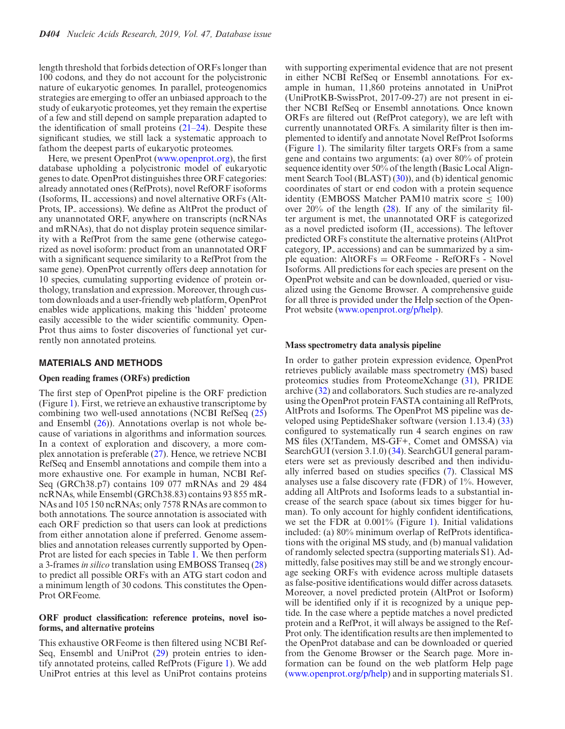length threshold that forbids detection of ORFs longer than 100 codons, and they do not account for the polycistronic nature of eukaryotic genomes. In parallel, proteogenomics strategies are emerging to offer an unbiased approach to the study of eukaryotic proteomes, yet they remain the expertise of a few and still depend on sample preparation adapted to the identification of small proteins (21–24). Despite these significant studies, we still lack a systematic approach to fathom the deepest parts of eukaryotic proteomes.

Here, we present OpenProt (www.openprot.org), the first database upholding a polycistronic model of eukaryotic genes to date. OpenProt distinguishes three ORF categories: already annotated ones (RefProts), novel RefORF isoforms (Isoforms, II_ accessions) and novel alternative ORFs (AltProts, IP_ accessions). We define as AltProt the product of any unannotated ORF, anywhere on transcripts (ncRNAs and mRNAs), that do not display protein sequence similarity with a RefProt from the same gene (otherwise categorized as novel isoform: product from an unannotated ORF with a significant sequence similarity to a RefProt from the same gene). OpenProt currently offers deep annotation for 10 species, cumulating supporting evidence of protein orthology, translation and expression. Moreover, through custom downloads and a user-friendly web platform, OpenProt enables wide applications, making this 'hidden' proteome easily accessible to the wider scientific community. OpenProt thus aims to foster discoveries of functional yet currently non annotated proteins.

## MATERIALS AND METHODS

### Open reading frames (ORFs) prediction

The first step of OpenProt pipeline is the ORF prediction (Figure 1). First, we retrieve an exhaustive transcriptome by combining two well-used annotations (NCBI RefSeq (25) and Ensembl (26)). Annotations overlap is not whole because of variations in algorithms and information sources. In a context of exploration and discovery, a more complex annotation is preferable (27). Hence, we retrieve NCBI RefSeq and Ensembl annotations and compile them into a more exhaustive one. For example in human, NCBI RefSeq (GRCh38.p7) contains 109 077 mRNAs and 29 484 ncRNAs, while Ensembl (GRCh38.83) contains 93 855 mRNAs and 105 150 ncRNAs; only 7578 RNAs are common to both annotations. The source annotation is associated with each ORF prediction so that users can look at predictions from either annotation alone if preferred. Genome assemblies and annotation releases currently supported by OpenProt are listed for each species in Table 1. We then perform a 3-frames *in silico* translation using EMBOSS Transeq (28) to predict all possible ORFs with an ATG start codon and a minimum length of 30 codons. This constitutes the OpenProt ORFeome.

### ORF product classification: reference proteins, novel isoforms, and alternative proteins

This exhaustive ORFeome is then filtered using NCBI RefSeq, Ensembl and UniProt (29) protein entries to identify annotated proteins, called RefProts (Figure 1). We add UniProt entries at this level as UniProt contains proteins with supporting experimental evidence that are not present in either NCBI RefSeq or Ensembl annotations. For example in human, 11,860 proteins annotated in UniProt (UniProtKB-SwissProt, 2017-09-27) are not present in either NCBI RefSeq or Ensembl annotations. Once known ORFs are filtered out (RefProt category), we are left with currently unannotated ORFs. A similarity filter is then implemented to identify and annotate Novel RefProt Isoforms (Figure 1). The similarity filter targets ORFs from a same gene and contains two arguments: (a) over 80% of protein sequence identity over 50% of the length (Basic Local Alignment Search Tool (BLAST) (30)), and (b) identical genomic coordinates of start or end codon with a protein sequence identity (EMBOSS Matcher PAM10 matrix score $\leq$ 100) over 20% of the length (28). If any of the similarity filter argument is met, the unannotated ORF is categorized as a novel predicted isoform (II_ accessions). The leftover predicted ORFs constitute the alternative proteins (AltProt category, IP_ accessions) and can be summarized by a simple equation: AltORFs = ORFeome - RefORFs - Novel Isoforms. All predictions for each species are present on the OpenProt website and can be downloaded, queried or visualized using the Genome Browser. A comprehensive guide for all three is provided under the Help section of the OpenProt website (www.openprot.org/p/help).

### Mass spectrometry data analysis pipeline

In order to gather protein expression evidence, OpenProt retrieves publicly available mass spectrometry (MS) based proteomics studies from ProteomeXchange (31), PRIDE archive (32) and collaborators. Such studies are re-analyzed using the OpenProt protein FASTA containing all RefProts, AltProts and Isoforms. The OpenProt MS pipeline was developed using PeptideShaker software (version 1.13.4) (33) configured to systematically run 4 search engines on raw MS files (X!Tandem, MS-GF+, Comet and OMSSA) via SearchGUI (version 3.1.0) (34). SearchGUI general parameters were set as previously described and then individually inferred based on studies specifics (7). Classical MS analyses use a false discovery rate (FDR) of 1%. However, adding all AltProts and Isoforms leads to a substantial increase of the search space (about six times bigger for human). To only account for highly confident identifications, we set the FDR at 0.001% (Figure 1). Initial validations included: (a) 80% minimum overlap of RefProts identifications with the original MS study, and (b) manual validation of randomly selected spectra (supporting materials S1). Admittedly, false positives may still be and we strongly encourage seeking ORFs with evidence across multiple datasets as false-positive identifications would differ across datasets. Moreover, a novel predicted protein (AltProt or Isoform) will be identified only if it is recognized by a unique peptide. In the case where a peptide matches a novel predicted protein and a RefProt, it will always be assigned to the RefProt only. The identification results are then implemented to the OpenProt database and can be downloaded or queried from the Genome Browser or the Search page. More information can be found on the web platform Help page (www.openprot.org/p/help) and in supporting materials S1.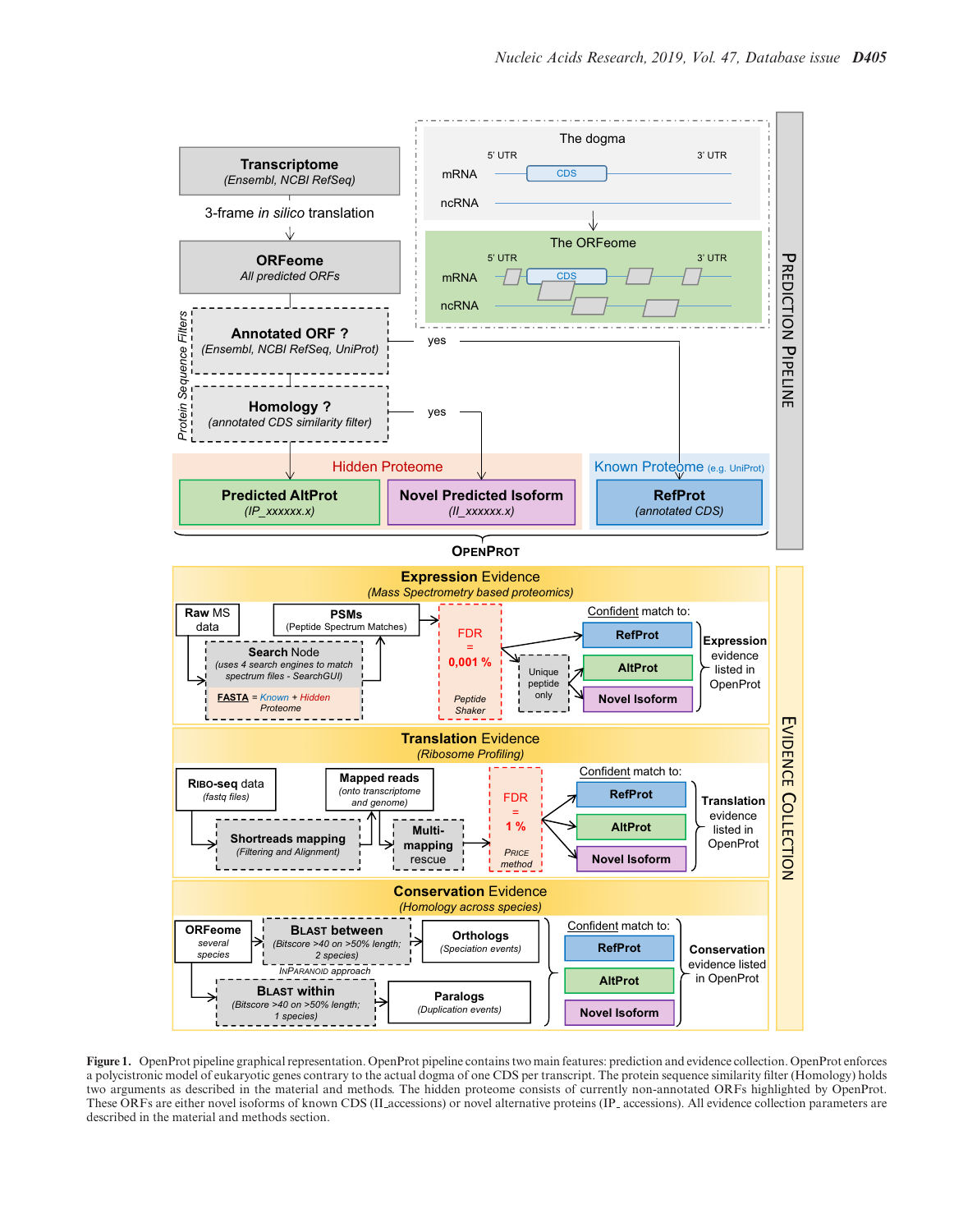**Figure 1.** OpenProt pipeline graphical representation. OpenProt pipeline contains two main features: prediction and evidence collection. OpenProt enforces a polycistronic model of eukaryotic genes contrary to the actual dogma of one CDS per transcript. The protein sequence similarity filter (Homology) holds two arguments as described in the material and methods. The hidden proteome consists of currently non-annotated ORFs highlighted by OpenProt. These ORFs are either novel isoforms of known CDS (II_accessions) or novel alternative proteins (IP_ accessions). All evidence collection parameters are described in the material and methods section.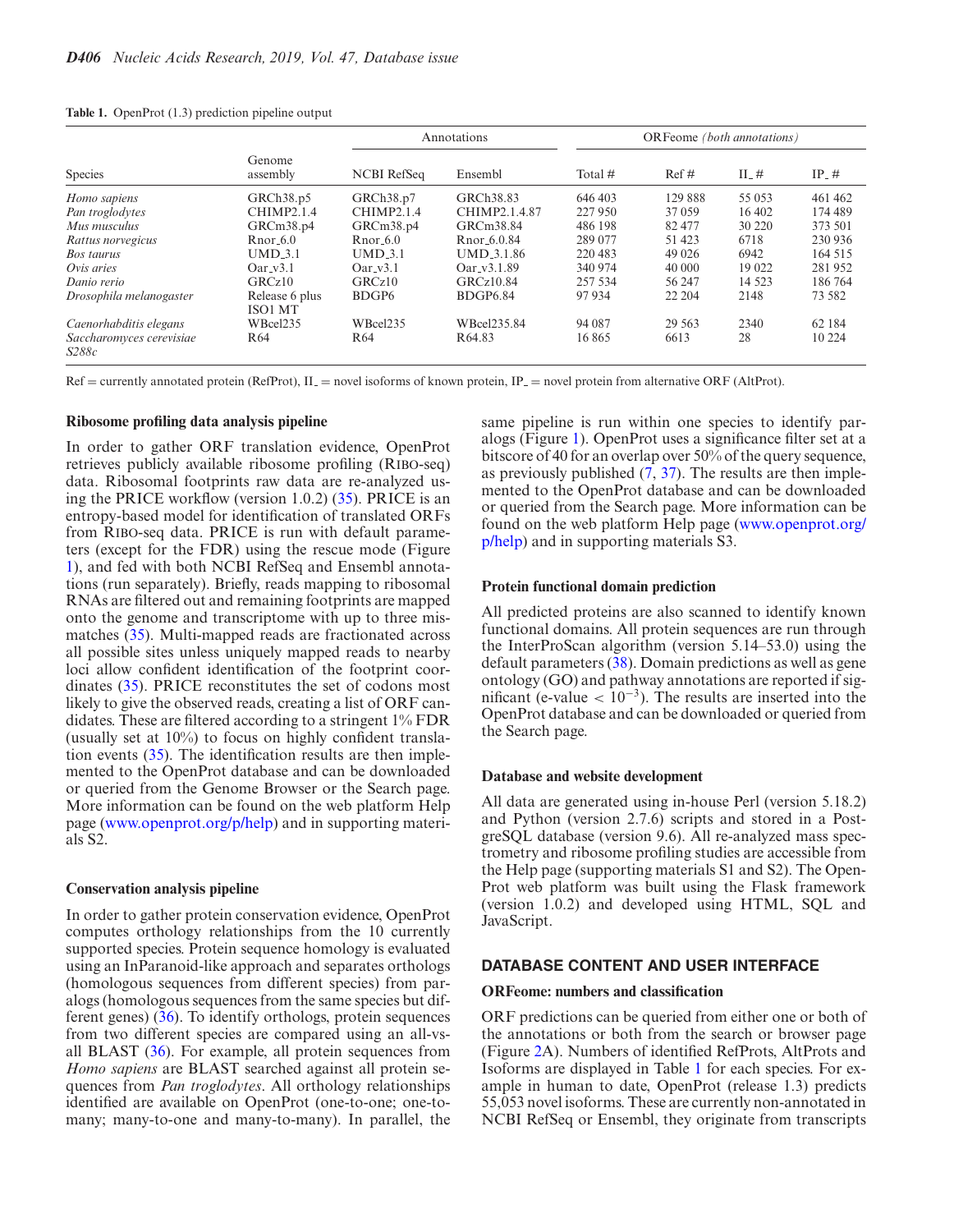**Table 1.** OpenProt (1.3) prediction pipeline output

| Species | Genome assembly | Annotations | | ORFeome *(both annotations)* | | | |
|---|---|---|---|---|---|---|---|
| | | NCBI RefSeq | Ensembl | Total # | Ref # | II_ # | IP_ # |
| *Homo sapiens* | GRCh38.p5 | GRCh38.p7 | GRCh38.83 | 646 403 | 129 888 | 55 053 | 461 462 |
| *Pan troglodytes* | CHIMP2.1.4 | CHIMP2.1.4 | CHIMP2.1.4.87 | 227 950 | 37 059 | 16 402 | 174 489 |
| *Mus musculus* | GRCm38.p4 | GRCm38.p4 | GRCm38.84 | 486 198 | 82 477 | 30 220 | 373 501 |
| *Rattus norvegicus* | Rnor_6.0 | Rnor_6.0 | Rnor_6.0.84 | 289 077 | 51 423 | 6718 | 230 936 |
| *Bos taurus* | UMD_3.1 | UMD_3.1 | UMD_3.1.86 | 220 483 | 49 026 | 6942 | 164 515 |
| *Ovis aries* | Oar_v3.1 | Oar_v3.1 | Oar_v3.1.89 | 340 974 | 40 000 | 19 022 | 281 952 |
| *Danio rerio* | GRCz10 | GRCz10 | GRCz10.84 | 257 534 | 56 247 | 14 523 | 186 764 |
| *Drosophila melanogaster* | Release 6 plus ISO1 MT | BDGP6 | BDGP6.84 | 97 934 | 22 204 | 2148 | 73 582 |
| *Caenorhabditis elegans* | WBcel235 | WBcel235 | WBcel235.84 | 94 087 | 29 563 | 2340 | 62 184 |
| *Saccharomyces cerevisiae S288c* | R64 | R64 | R64.83 | 16 865 | 6613 | 28 | 10 224 |

Ref = currently annotated protein (RefProt), II_ = novel isoforms of known protein, IP_ = novel protein from alternative ORF (AltProt).

### Ribosome profiling data analysis pipeline

In order to gather ORF translation evidence, OpenProt retrieves publicly available ribosome profiling (Ribo-seq) data. Ribosomal footprints raw data are re-analyzed using the PRICE workflow (version 1.0.2) (35). PRICE is an entropy-based model for identification of translated ORFs from Ribo-seq data. PRICE is run with default parameters (except for the FDR) using the rescue mode (Figure 1), and fed with both NCBI RefSeq and Ensembl annotations (run separately). Briefly, reads mapping to ribosomal RNAs are filtered out and remaining footprints are mapped onto the genome and transcriptome with up to three mismatches (35). Multi-mapped reads are fractionated across all possible sites unless uniquely mapped reads to nearby loci allow confident identification of the footprint coordinates (35). PRICE reconstitutes the set of codons most likely to give the observed reads, creating a list of ORF candidates. These are filtered according to a stringent 1% FDR (usually set at 10%) to focus on highly confident translation events (35). The identification results are then implemented to the OpenProt database and can be downloaded or queried from the Genome Browser or the Search page. More information can be found on the web platform Help page (www.openprot.org/p/help) and in supporting materials S2.

### Conservation analysis pipeline

In order to gather protein conservation evidence, OpenProt computes orthology relationships from the 10 currently supported species. Protein sequence homology is evaluated using an InParanoid-like approach and separates orthologs (homologous sequences from different species) from paralogs (homologous sequences from the same species but different genes) (36). To identify orthologs, protein sequences from two different species are compared using an all-vs-all BLAST (36). For example, all protein sequences from *Homo sapiens* are BLAST searched against all protein sequences from *Pan troglodytes*. All orthology relationships identified are available on OpenProt (one-to-one; one-to-many; many-to-one and many-to-many). In parallel, the same pipeline is run within one species to identify paralogs (Figure 1). OpenProt uses a significance filter set at a bitscore of 40 for an overlap over 50% of the query sequence, as previously published (7, 37). The results are then implemented to the OpenProt database and can be downloaded or queried from the Search page. More information can be found on the web platform Help page (www.openprot.org/p/help) and in supporting materials S3.

### Protein functional domain prediction

All predicted proteins are also scanned to identify known functional domains. All protein sequences are run through the InterProScan algorithm (version 5.14–53.0) using the default parameters (38). Domain predictions as well as gene ontology (GO) and pathway annotations are reported if significant (e-value $< 10^{-3}$). The results are inserted into the OpenProt database and can be downloaded or queried from the Search page.

### Database and website development

All data are generated using in-house Perl (version 5.18.2) and Python (version 2.7.6) scripts and stored in a PostgreSQL database (version 9.6). All re-analyzed mass spectrometry and ribosome profiling studies are accessible from the Help page (supporting materials S1 and S2). The OpenProt web platform was built using the Flask framework (version 1.0.2) and developed using HTML, SQL and JavaScript.

## DATABASE CONTENT AND USER INTERFACE

### ORFeome: numbers and classification

ORF predictions can be queried from either one or both of the annotations or both from the search or browser page (Figure 2A). Numbers of identified RefProts, AltProts and Isoforms are displayed in Table 1 for each species. For example in human to date, OpenProt (release 1.3) predicts 55,053 novel isoforms. These are currently non-annotated in NCBI RefSeq or Ensembl, they originate from transcripts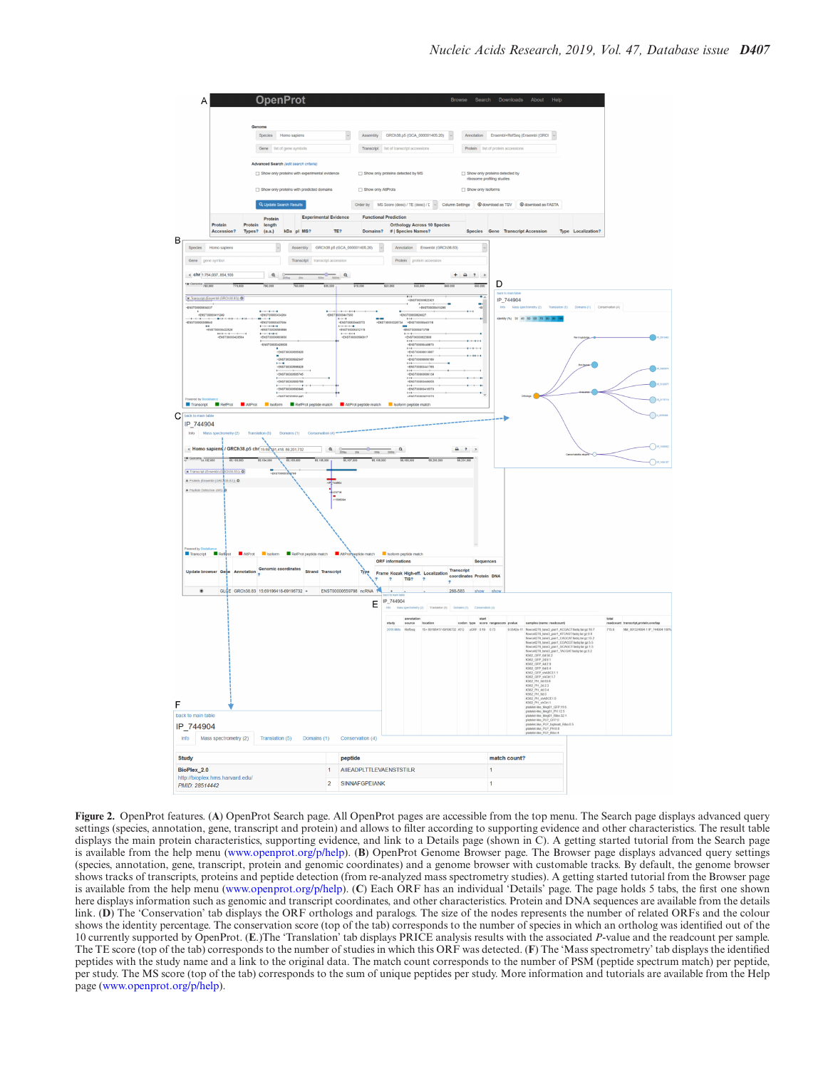**Figure 2.** OpenProt features. (**A**) OpenProt Search page. All OpenProt pages are accessible from the top menu. The Search page displays advanced query settings (species, annotation, gene, transcript and protein) and allows to filter according to supporting evidence and other characteristics. The result table displays the main protein characteristics, supporting evidence, and link to a Details page (shown in C). A getting started tutorial from the Search page is available from the help menu (www.openprot.org/p/help). (**B**) OpenProt Genome Browser page. The Browser page displays advanced query settings (species, annotation, gene, transcript, protein and genomic coordinates) and a genome browser with customable tracks. By default, the genome browser shows tracks of transcripts, proteins and peptide detection (from re-analyzed mass spectrometry studies). A getting started tutorial from the Browser page is available from the help menu (www.openprot.org/p/help). (**C**) Each ORF has an individual 'Details' page. The page holds 5 tabs, the first one shown here displays information such as genomic and transcript coordinates, and other characteristics. Protein and DNA sequences are available from the details link. (**D**) The 'Conservation' tab displays the ORF orthologs and paralogs. The size of the nodes represents the number of related ORFs and the colour shows the identity percentage. The conservation score (top of the tab) corresponds to the number of species in which an ortholog was identified out of the 10 currently supported by OpenProt. (**E**.)The 'Translation' tab displays PRICE analysis results with the associated *P*-value and the readcount per sample. The TE score (top of the tab) corresponds to the number of studies in which this ORF was detected. (**F**) The 'Mass spectrometry' tab displays the identified peptides with the study name and a link to the original data. The match count corresponds to the number of PSM (peptide spectrum match) per peptide, per study. The MS score (top of the tab) corresponds to the sum of unique peptides per study. More information and tutorials are available from the Help page (www.openprot.org/help).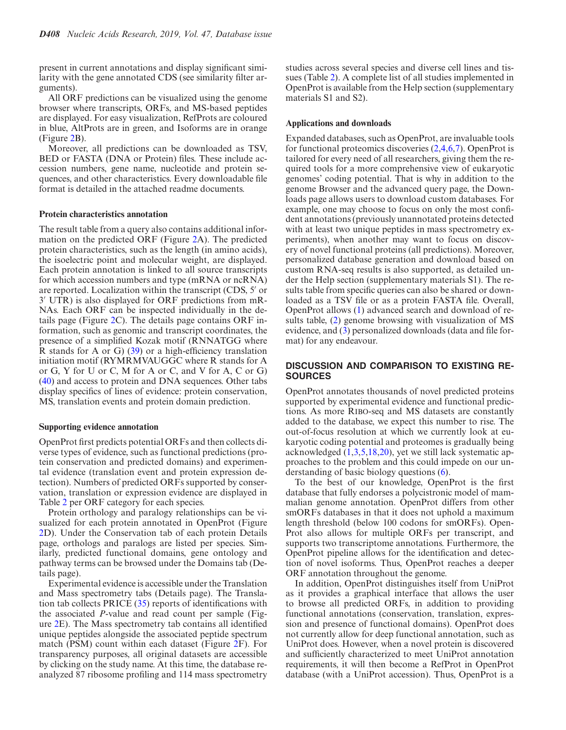present in current annotations and display significant similarity with the gene annotated CDS (see similarity filter arguments).

All ORF predictions can be visualized using the genome browser where transcripts, ORFs, and MS-based peptides are displayed. For easy visualization, RefProts are coloured in blue, AltProts are in green, and Isoforms are in orange (Figure 2B).

Moreover, all predictions can be downloaded as TSV, BED or FASTA (DNA or Protein) files. These include accession numbers, gene name, nucleotide and protein sequences, and other characteristics. Every downloadable file format is detailed in the attached readme documents.

### Protein characteristics annotation

The result table from a query also contains additional information on the predicted ORF (Figure 2A). The predicted protein characteristics, such as the length (in amino acids), the isoelectric point and molecular weight, are displayed. Each protein annotation is linked to all source transcripts for which accession numbers and type (mRNA or ncRNA) are reported. Localization within the transcript (CDS, 5′ or 3′ UTR) is also displayed for ORF predictions from mRNAs. Each ORF can be inspected individually in the details page (Figure 2C). The details page contains ORF information, such as genomic and transcript coordinates, the presence of a simplified Kozak motif (RNNATGG where R stands for A or G) (39) or a high-efficiency translation initiation motif (RYMRMVAUGGC where R stands for A or G, Y for U or C, M for A or C, and V for A, C or G) (40) and access to protein and DNA sequences. Other tabs display specifics of lines of evidence: protein conservation, MS, translation events and protein domain prediction.

### Supporting evidence annotation

OpenProt first predicts potential ORFs and then collects diverse types of evidence, such as functional predictions (protein conservation and predicted domains) and experimental evidence (translation event and protein expression detection). Numbers of predicted ORFs supported by conservation, translation or expression evidence are displayed in Table 2 per ORF category for each species.

Protein orthology and paralogy relationships can be visualized for each protein annotated in OpenProt (Figure 2D). Under the Conservation tab of each protein Details page, orthologs and paralogs are listed per species. Similarly, predicted functional domains, gene ontology and pathway terms can be browsed under the Domains tab (Details page).

Experimental evidence is accessible under the Translation and Mass spectrometry tabs (Details page). The Translation tab collects PRICE (35) reports of identifications with the associated *P*-value and read count per sample (Figure 2E). The Mass spectrometry tab contains all identified unique peptides alongside the associated peptide spectrum match (PSM) count within each dataset (Figure 2F). For transparency purposes, all original datasets are accessible by clicking on the study name. At this time, the database reanalyzed 87 ribosome profiling and 114 mass spectrometry studies across several species and diverse cell lines and tissues (Table 2). A complete list of all studies implemented in OpenProt is available from the Help section (supplementary materials S1 and S2).

### Applications and downloads

Expanded databases, such as OpenProt, are invaluable tools for functional proteomics discoveries (2,4,6,7). OpenProt is tailored for every need of all researchers, giving them the required tools for a more comprehensive view of eukaryotic genomes' coding potential. That is why in addition to the genome Browser and the advanced query page, the Downloads page allows users to download custom databases. For example, one may choose to focus on only the most confident annotations (previously unannotated proteins detected with at least two unique peptides in mass spectrometry experiments), when another may want to focus on discovery of novel functional proteins (all predictions). Moreover, personalized database generation and download based on custom RNA-seq results is also supported, as detailed under the Help section (supplementary materials S1). The results table from specific queries can also be shared or downloaded as a TSV file or as a protein FASTA file. Overall, OpenProt allows (1) advanced search and download of results table, (2) genome browsing with visualization of MS evidence, and (3) personalized downloads (data and file format) for any endeavour.

## DISCUSSION AND COMPARISON TO EXISTING RESOURCES

OpenProt annotates thousands of novel predicted proteins supported by experimental evidence and functional predictions. As more Ribo-seq and MS datasets are constantly added to the database, we expect this number to rise. The out-of-focus resolution at which we currently look at eukaryotic coding potential and proteomes is gradually being acknowledged (1,3,5,18,20), yet we still lack systematic approaches to the problem and this could impede on our understanding of basic biology questions (6).

To the best of our knowledge, OpenProt is the first database that fully endorses a polycistronic model of mammalian genome annotation. OpenProt differs from other smORFs databases in that it does not uphold a maximum length threshold (below 100 codons for smORFs). OpenProt also allows for multiple ORFs per transcript, and supports two transcriptome annotations. Furthermore, the OpenProt pipeline allows for the identification and detection of novel isoforms. Thus, OpenProt reaches a deeper ORF annotation throughout the genome.

In addition, OpenProt distinguishes itself from UniProt as it provides a graphical interface that allows the user to browse all predicted ORFs, in addition to providing functional annotations (conservation, translation, expression and presence of functional domains). OpenProt does not currently allow for deep functional annotation, such as UniProt does. However, when a novel protein is discovered and sufficiently characterized to meet UniProt annotation requirements, it will then become a RefProt in OpenProt database (with a UniProt accession). Thus, OpenProt is a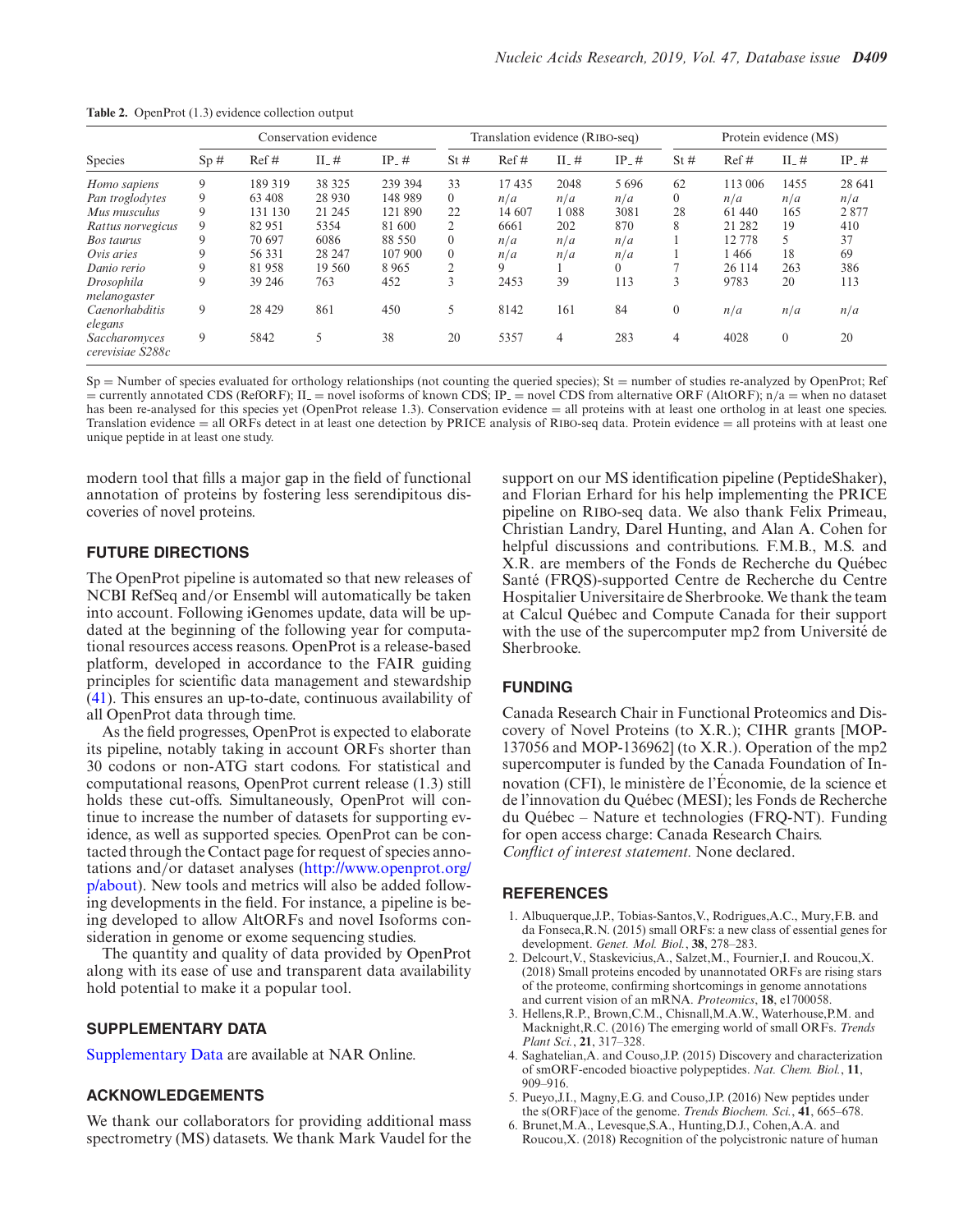**Table 2.** OpenProt (1.3) evidence collection output

| Species | Conservation evidence | | | | Translation evidence (Ribo-seq) | | | | Protein evidence (MS) | | | |
|---|---|---|---|---|---|---|---|---|---|---|---|---|
| | Sp # | Ref # | II_# | IP_# | St # | Ref # | II_# | IP_# | St # | Ref # | II_# | IP_# |
| *Homo sapiens* | 9 | 189 319 | 38 325 | 239 394 | 33 | 17 435 | 2048 | 5 696 | 62 | 113 006 | 1455 | 28 641 |
| *Pan troglodytes* | 9 | 63 408 | 28 930 | 148 989 | 0 | *n/a* | *n/a* | *n/a* | 0 | *n/a* | *n/a* | *n/a* |
| *Mus musculus* | 9 | 131 130 | 21 245 | 121 890 | 22 | 14 607 | 1 088 | 3081 | 28 | 61 440 | 165 | 2 877 |
| *Rattus norvegicus* | 9 | 82 951 | 5354 | 81 600 | 2 | 6661 | 202 | 870 | 8 | 21 282 | 19 | 410 |
| *Bos taurus* | 9 | 70 697 | 6086 | 88 550 | 0 | *n/a* | *n/a* | *n/a* | 1 | 12 778 | 5 | 37 |
| *Ovis aries* | 9 | 56 331 | 28 247 | 107 900 | 0 | *n/a* | *n/a* | *n/a* | 1 | 1 466 | 18 | 69 |
| *Danio rerio* | 9 | 81 958 | 19 560 | 8 965 | 2 | 9 | 1 | 0 | 7 | 26 114 | 263 | 386 |
| *Drosophila melanogaster* | 9 | 39 246 | 763 | 452 | 3 | 2453 | 39 | 113 | 3 | 9783 | 20 | 113 |
| *Caenorhabditis elegans* | 9 | 28 429 | 861 | 450 | 5 | 8142 | 161 | 84 | 0 | *n/a* | *n/a* | *n/a* |
| *Saccharomyces cerevisiae S288c* | 9 | 5842 | 5 | 38 | 20 | 5357 | 4 | 283 | 4 | 4028 | 0 | 20 |

Sp = Number of species evaluated for orthology relationships (not counting the queried species); St = number of studies re-analyzed by OpenProt; Ref = currently annotated CDS (RefORF); II_ = novel isoforms of known CDS; IP_ = novel CDS from alternative ORF (AltORF); n/a = when no dataset has been re-analysed for this species yet (OpenProt release 1.3). Conservation evidence = all proteins with at least one ortholog in at least one species. Translation evidence = all ORFs detect in at least one detection by PRICE analysis of Ribo-seq data. Protein evidence = all proteins with at least one unique peptide in at least one study.

modern tool that fills a major gap in the field of functional annotation of proteins by fostering less serendipitous discoveries of novel proteins.

## FUTURE DIRECTIONS

The OpenProt pipeline is automated so that new releases of NCBI RefSeq and/or Ensembl will automatically be taken into account. Following iGenomes update, data will be updated at the beginning of the following year for computational resources access reasons. OpenProt is a release-based platform, developed in accordance to the FAIR guiding principles for scientific data management and stewardship (41). This ensures an up-to-date, continuous availability of all OpenProt data through time.

As the field progresses, OpenProt is expected to elaborate its pipeline, notably taking in account ORFs shorter than 30 codons or non-ATG start codons. For statistical and computational reasons, OpenProt current release (1.3) still holds these cut-offs. Simultaneously, OpenProt will continue to increase the number of datasets for supporting evidence, as well as supported species. OpenProt can be contacted through the Contact page for request of species annotations and/or dataset analyses (http://www.openprot.org/p/about). New tools and metrics will also be added following developments in the field. For instance, a pipeline is being developed to allow AltORFs and novel Isoforms consideration in genome or exome sequencing studies.

The quantity and quality of data provided by OpenProt along with its ease of use and transparent data availability hold potential to make it a popular tool.

## SUPPLEMENTARY DATA

Supplementary Data are available at NAR Online.

## ACKNOWLEDGEMENTS

We thank our collaborators for providing additional mass spectrometry (MS) datasets. We thank Mark Vaudel for the support on our MS identification pipeline (PeptideShaker), and Florian Erhard for his help implementing the PRICE pipeline on Ribo-seq data. We also thank Felix Primeau, Christian Landry, Darel Hunting, and Alan A. Cohen for helpful discussions and contributions. F.M.B., M.S. and X.R. are members of the Fonds de Recherche du Québec Santé (FRQS)-supported Centre de Recherche du Centre Hospitalier Universitaire de Sherbrooke. We thank the team at Calcul Québec and Compute Canada for their support with the use of the supercomputer mp2 from Université de Sherbrooke.

## FUNDING

Canada Research Chair in Functional Proteomics and Discovery of Novel Proteins (to X.R.); CIHR grants [MOP-137056 and MOP-136962] (to X.R.). Operation of the mp2 supercomputer is funded by the Canada Foundation of Innovation (CFI), le ministère de l'Économie, de la science et de l'innovation du Québec (MESI); les Fonds de Recherche du Québec – Nature et technologies (FRQ-NT). Funding for open access charge: Canada Research Chairs.

*Conflict of interest statement.* None declared.

## REFERENCES

1. Albuquerque,J.P., Tobias-Santos,V., Rodrigues,A.C., Mury,F.B. and da Fonseca,R.N. (2015) small ORFs: a new class of essential genes for development. *Genet. Mol. Biol.*, **38**, 278–283.
2. Delcourt,V., Staskevicius,A., Salzet,M., Fournier,I. and Roucou,X. (2018) Small proteins encoded by unannotated ORFs are rising stars of the proteome, confirming shortcomings in genome annotations and current vision of an mRNA. *Proteomics*, **18**, e1700058.
3. Hellens,R.P., Brown,C.M., Chisnall,M.A.W., Waterhouse,P.M. and Macknight,R.C. (2016) The emerging world of small ORFs. *Trends Plant Sci.*, **21**, 317–328.
4. Saghatelian,A. and Couso,J.P. (2015) Discovery and characterization of smORF-encoded bioactive polypeptides. *Nat. Chem. Biol.*, **11**, 909–916.
5. Pueyo,J.I., Magny,E.G. and Couso,J.P. (2016) New peptides under the s(ORF)ace of the genome. *Trends Biochem. Sci.*, **41**, 665–678.
6. Brunet,M.A., Levesque,S.A., Hunting,D.J., Cohen,A.A. and Roucou,X. (2018) Recognition of the polycistronic nature of human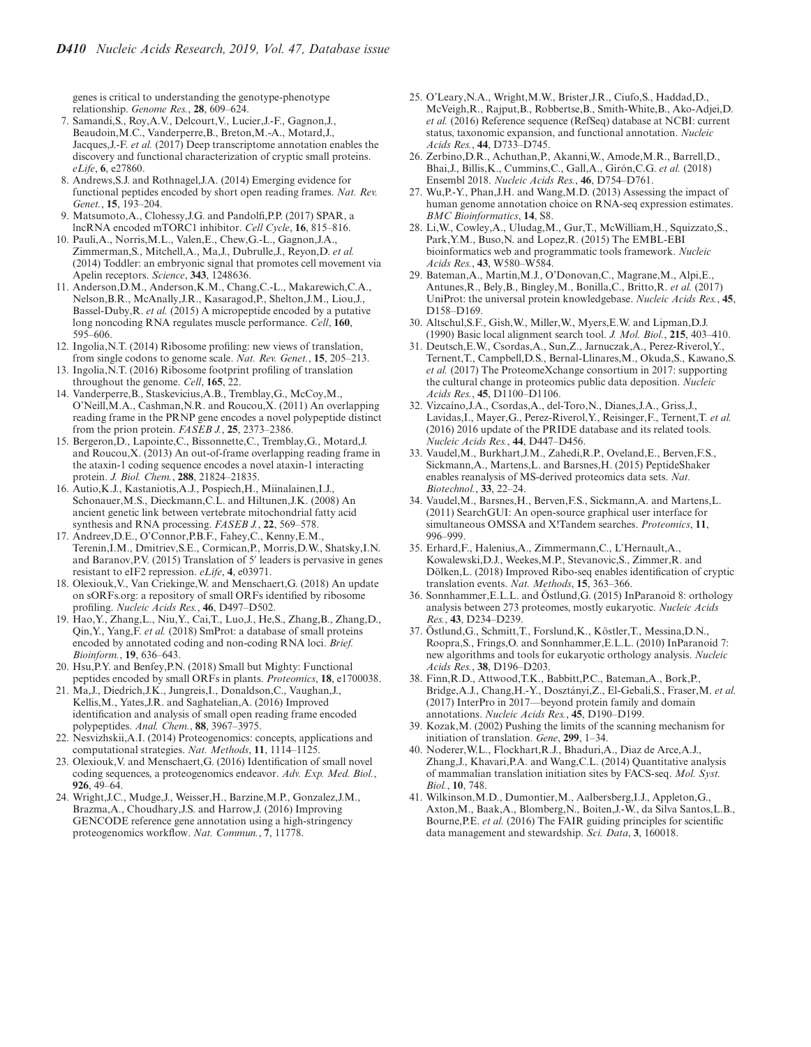genes is critical to understanding the genotype-phenotype relationship. *Genome Res.*, **28**, 609–624.

7. Samandi,S., Roy,A.V., Delcourt,V., Lucier,J.-F., Gagnon,J., Beaudoin,M.C., Vanderperre,B., Breton,M.-A., Motard,J., Jacques,J.-F. *et al.* (2017) Deep transcriptome annotation enables the discovery and functional characterization of cryptic small proteins. *eLife*, **6**, e27860.
8. Andrews,S.J. and Rothnagel,J.A. (2014) Emerging evidence for functional peptides encoded by short open reading frames. *Nat. Rev. Genet.*, **15**, 193–204.
9. Matsumoto,A., Clohessy,J.G. and Pandolfi,P.P. (2017) SPAR, a lncRNA encoded mTORC1 inhibitor. *Cell Cycle*, **16**, 815–816.
10. Pauli,A., Norris,M.L., Valen,E., Chew,G.-L., Gagnon,J.A., Zimmerman,S., Mitchell,A., Ma,J., Dubrulle,J., Reyon,D. *et al.* (2014) Toddler: an embryonic signal that promotes cell movement via Apelin receptors. *Science*, **343**, 1248636.
11. Anderson,D.M., Anderson,K.M., Chang,C.-L., Makarewich,C.A., Nelson,B.R., McAnally,J.R., Kasaragod,P., Shelton,J.M., Liou,J., Bassel-Duby,R. *et al.* (2015) A micropeptide encoded by a putative long noncoding RNA regulates muscle performance. *Cell*, **160**, 595–606.
12. Ingolia,N.T. (2014) Ribosome profiling: new views of translation, from single codons to genome scale. *Nat. Rev. Genet.*, **15**, 205–213.
13. Ingolia,N.T. (2016) Ribosome footprint profiling of translation throughout the genome. *Cell*, **165**, 22.
14. Vanderperre,B., Staskevicius,A.B., Tremblay,G., McCoy,M., O'Neill,M.A., Cashman,N.R. and Roucou,X. (2011) An overlapping reading frame in the PRNP gene encodes a novel polypeptide distinct from the prion protein. *FASEB J.*, **25**, 2373–2386.
15. Bergeron,D., Lapointe,C., Bissonnette,C., Tremblay,G., Motard,J. and Roucou,X. (2013) An out-of-frame overlapping reading frame in the ataxin-1 coding sequence encodes a novel ataxin-1 interacting protein. *J. Biol. Chem.*, **288**, 21824–21835.
16. Autio,K.J., Kastaniotis,A.J., Pospiech,H., Miinalainen,I.J., Schonauer,M.S., Dieckmann,C.L. and Hiltunen,J.K. (2008) An ancient genetic link between vertebrate mitochondrial fatty acid synthesis and RNA processing. *FASEB J.*, **22**, 569–578.
17. Andreev,D.E., O'Connor,P.B.F., Fahey,C., Kenny,E.M., Terenin,I.M., Dmitriev,S.E., Cormican,P., Morris,D.W., Shatsky,I.N. and Baranov,P.V. (2015) Translation of 5′ leaders is pervasive in genes resistant to eIF2 repression. *eLife*, **4**, e03971.
18. Olexiouk,V., Van Criekinge,W. and Menschaert,G. (2018) An update on sORFs.org: a repository of small ORFs identified by ribosome profiling. *Nucleic Acids Res.*, **46**, D497–D502.
19. Hao,Y., Zhang,L., Niu,Y., Cai,T., Luo,J., He,S., Zhang,B., Zhang,D., Qin,Y., Yang,F. *et al.* (2018) SmProt: a database of small proteins encoded by annotated coding and non-coding RNA loci. *Brief. Bioinform.*, **19**, 636–643.
20. Hsu,P.Y. and Benfey,P.N. (2018) Small but Mighty: Functional peptides encoded by small ORFs in plants. *Proteomics*, **18**, e1700038.
21. Ma,J., Diedrich,J.K., Jungreis,I., Donaldson,C., Vaughan,J., Kellis,M., Yates,J.R. and Saghatelian,A. (2016) Improved identification and analysis of small open reading frame encoded polypeptides. *Anal. Chem.*, **88**, 3967–3975.
22. Nesvizhskii,A.I. (2014) Proteogenomics: concepts, applications and computational strategies. *Nat. Methods*, **11**, 1114–1125.
23. Olexiouk,V. and Menschaert,G. (2016) Identification of small novel coding sequences, a proteogenomics endeavor. *Adv. Exp. Med. Biol.*, **926**, 49–64.
24. Wright,J.C., Mudge,J., Weisser,H., Barzine,M.P., Gonzalez,J.M., Brazma,A., Choudhary,J.S. and Harrow,J. (2016) Improving GENCODE reference gene annotation using a high-stringency proteogenomics workflow. *Nat. Commun.*, **7**, 11778.
25. O'Leary,N.A., Wright,M.W., Brister,J.R., Ciufo,S., Haddad,D., McVeigh,R., Rajput,B., Robbertse,B., Smith-White,B., Ako-Adjei,D. *et al.* (2016) Reference sequence (RefSeq) database at NCBI: current status, taxonomic expansion, and functional annotation. *Nucleic Acids Res.*, **44**, D733–D745.
26. Zerbino,D.R., Achuthan,P., Akanni,W., Amode,M.R., Barrell,D., Bhai,J., Billis,K., Cummins,C., Gall,A., Girón,C.G. *et al.* (2018) Ensembl 2018. *Nucleic Acids Res.*, **46**, D754–D761.
27. Wu,P.-Y., Phan,J.H. and Wang,M.D. (2013) Assessing the impact of human genome annotation choice on RNA-seq expression estimates. *BMC Bioinformatics*, **14**, S8.
28. Li,W., Cowley,A., Uludag,M., Gur,T., McWilliam,H., Squizzato,S., Park,Y.M., Buso,N. and Lopez,R. (2015) The EMBL-EBI bioinformatics web and programmatic tools framework. *Nucleic Acids Res.*, **43**, W580–W584.
29. Bateman,A., Martin,M.J., O'Donovan,C., Magrane,M., Alpi,E., Antunes,R., Bely,B., Bingley,M., Bonilla,C., Britto,R. *et al.* (2017) UniProt: the universal protein knowledgebase. *Nucleic Acids Res.*, **45**, D158–D169.
30. Altschul,S.F., Gish,W., Miller,W., Myers,E.W. and Lipman,D.J. (1990) Basic local alignment search tool. *J. Mol. Biol.*, **215**, 403–410.
31. Deutsch,E.W., Csordas,A., Sun,Z., Jarnuczak,A., Perez-Riverol,Y., Ternent,T., Campbell,D.S., Bernal-Llinares,M., Okuda,S., Kawano,S. *et al.* (2017) The ProteomeXchange consortium in 2017: supporting the cultural change in proteomics public data deposition. *Nucleic Acids Res.*, **45**, D1100–D1106.
32. Vizcaíno,J.A., Csordas,A., del-Toro,N., Dianes,J.A., Griss,J., Lavidas,I., Mayer,G., Perez-Riverol,Y., Reisinger,F., Ternent,T. *et al.* (2016) 2016 update of the PRIDE database and its related tools. *Nucleic Acids Res.*, **44**, D447–D456.
33. Vaudel,M., Burkhart,J.M., Zahedi,R.P., Oveland,E., Berven,F.S., Sickmann,A., Martens,L. and Barsnes,H. (2015) PeptideShaker enables reanalysis of MS-derived proteomics data sets. *Nat. Biotechnol.*, **33**, 22–24.
34. Vaudel,M., Barsnes,H., Berven,F.S., Sickmann,A. and Martens,L. (2011) SearchGUI: An open-source graphical user interface for simultaneous OMSSA and X!Tandem searches. *Proteomics*, **11**, 996–999.
35. Erhard,F., Halenius,A., Zimmermann,C., L'Hernault,A., Kowalewski,D.J., Weekes,M.P., Stevanovic,S., Zimmer,R. and Dölken,L. (2018) Improved Ribo-seq enables identification of cryptic translation events. *Nat. Methods*, **15**, 363–366.
36. Sonnhammer,E.L.L. and Östlund,G. (2015) InParanoid 8: orthology analysis between 273 proteomes, mostly eukaryotic. *Nucleic Acids Res.*, **43**, D234–D239.
37. Östlund,G., Schmitt,T., Forslund,K., Köstler,T., Messina,D.N., Roopra,S., Frings,O. and Sonnhammer,E.L.L. (2010) InParanoid 7: new algorithms and tools for eukaryotic orthology analysis. *Nucleic Acids Res.*, **38**, D196–D203.
38. Finn,R.D., Attwood,T.K., Babbitt,P.C., Bateman,A., Bork,P., Bridge,A.J., Chang,H.-Y., Dosztányi,Z., El-Gebali,S., Fraser,M. *et al.* (2017) InterPro in 2017—beyond protein family and domain annotations. *Nucleic Acids Res.*, **45**, D190–D199.
39. Kozak,M. (2002) Pushing the limits of the scanning mechanism for initiation of translation. *Gene*, **299**, 1–34.
40. Noderer,W.L., Flockhart,R.J., Bhaduri,A., Diaz de Arce,A.J., Zhang,J., Khavari,P.A. and Wang,C.L. (2014) Quantitative analysis of mammalian translation initiation sites by FACS-seq. *Mol. Syst. Biol.*, **10**, 748.
41. Wilkinson,M.D., Dumontier,M., Aalbersberg,I.J., Appleton,G., Axton,M., Baak,A., Blomberg,N., Boiten,J.-W., da Silva Santos,L.B., Bourne,P.E. *et al.* (2016) The FAIR guiding principles for scientific data management and stewardship. *Sci. Data*, **3**, 160018.